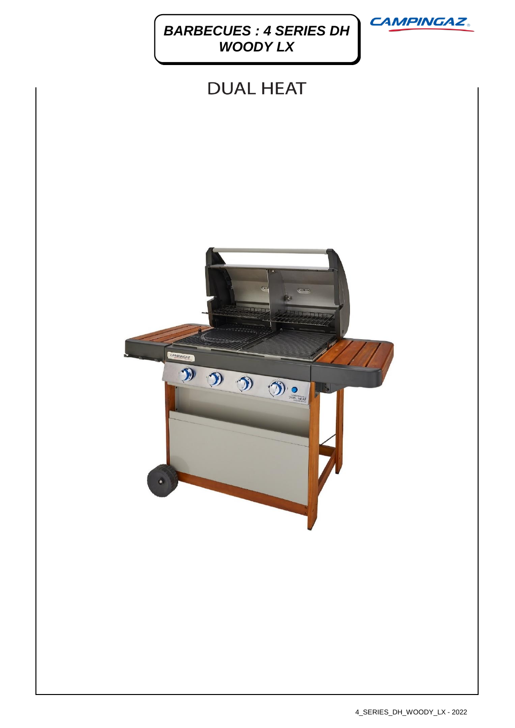# BARBECUES : 4 SERIES DH WOODY LX

CAMPINGAZ

## DUAL HEAT

4_SERIES_DH_WOODY_LX - 2022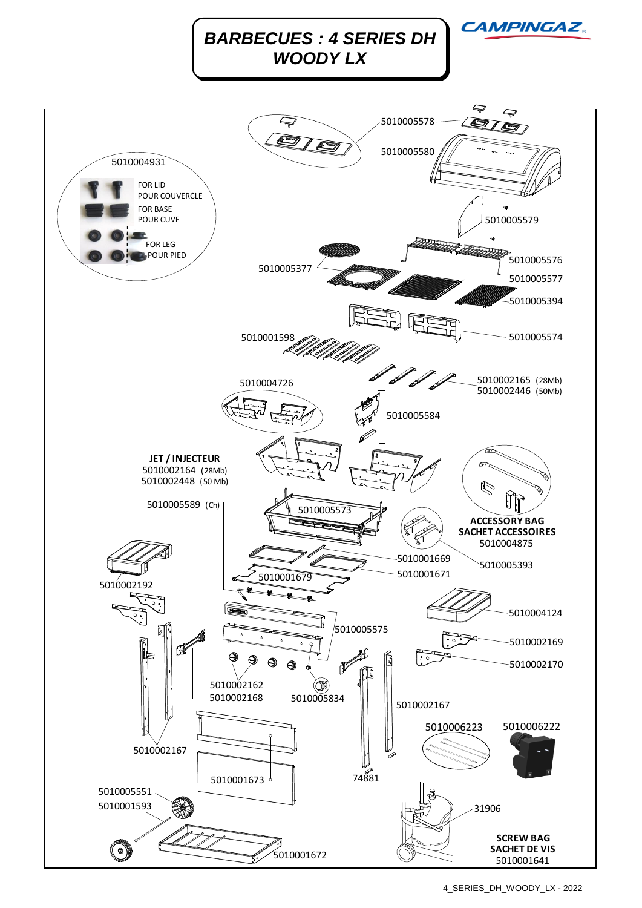# BARBECUES : 4 SERIES DH WOODY LX

CAMPINGAZ

5010005578

5010005580

5010004931

FOR LID
POUR COUVERCLE

FOR BASE
POUR CUVE

FOR LEG
POUR PIED

5010005579

5010005377

5010005576

5010005577

5010005394

5010001598

5010005574

5010004726

5010002165 (28Mb)
5010002446 (50Mb)

5010005584

**JET / INJECTEUR**
5010002164 (28Mb)
5010002448 (50 Mb)

5010005589 (Ch)

5010005573

**ACCESSORY BAG**
**SACHET ACCESSOIRES**
5010004875

5010001669

5010005393

5010001679

5010001671

5010002192

5010004124

5010005575

5010002169

5010002170

5010002162

5010002168

5010005834

5010002167

5010006223

5010006222

5010002167

5010001673

74881

5010005551

5010001593

31906

**SCREW BAG**
**SACHET DE VIS**
5010001641

5010001672

4_SERIES_DH_WOODY_LX - 2022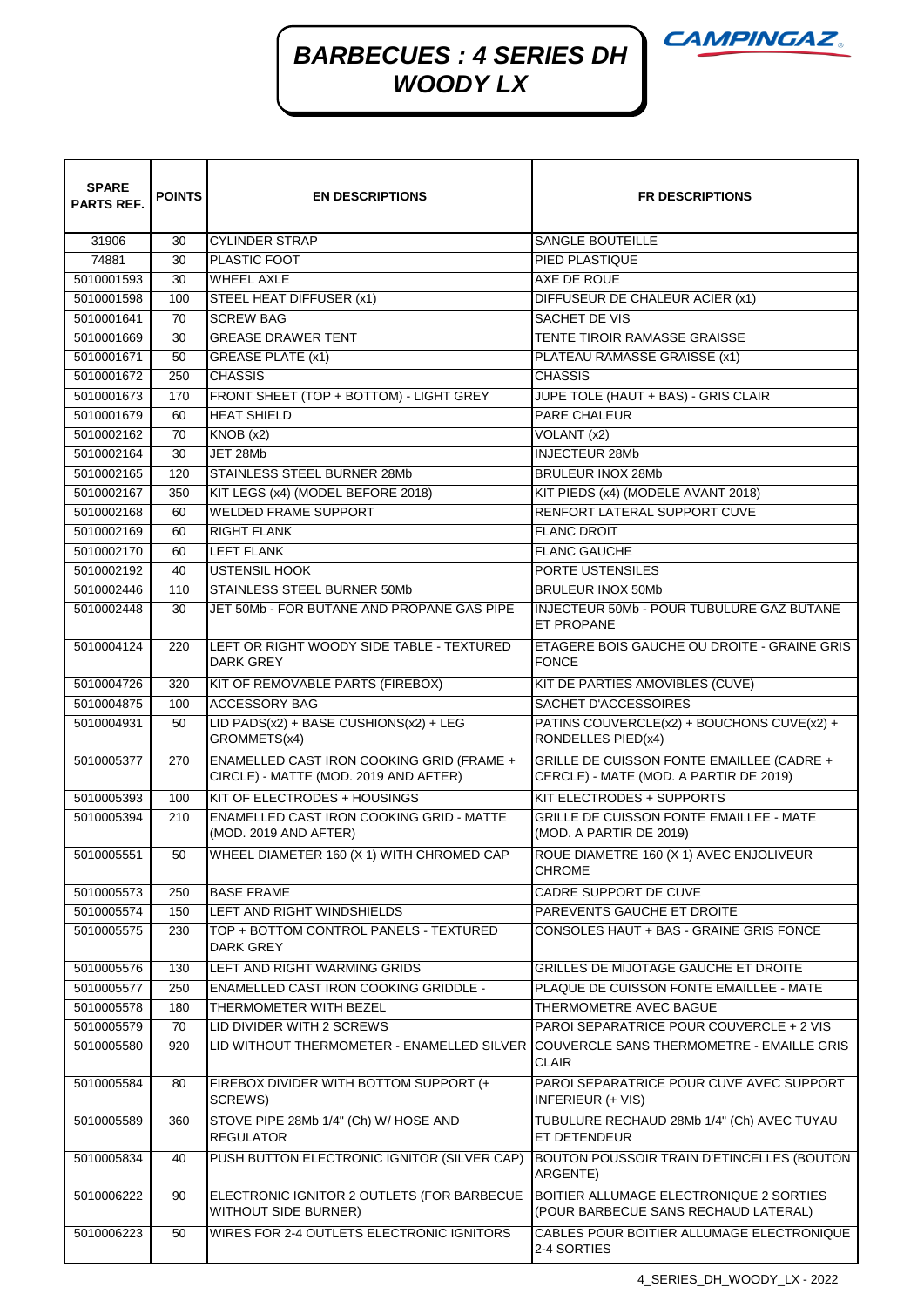# BARBECUES : 4 SERIES DH WOODY LX

CAMPINGAZ

| SPARE PARTS REF. | POINTS | EN DESCRIPTIONS | FR DESCRIPTIONS |
|---|---|---|---|
| 31906 | 30 | CYLINDER STRAP | SANGLE BOUTEILLE |
| 74881 | 30 | PLASTIC FOOT | PIED PLASTIQUE |
| 5010001593 | 30 | WHEEL AXLE | AXE DE ROUE |
| 5010001598 | 100 | STEEL HEAT DIFFUSER (x1) | DIFFUSEUR DE CHALEUR ACIER (x1) |
| 5010001641 | 70 | SCREW BAG | SACHET DE VIS |
| 5010001669 | 30 | GREASE DRAWER TENT | TENTE TIROIR RAMASSE GRAISSE |
| 5010001671 | 50 | GREASE PLATE (x1) | PLATEAU RAMASSE GRAISSE (x1) |
| 5010001672 | 250 | CHASSIS | CHASSIS |
| 5010001673 | 170 | FRONT SHEET (TOP + BOTTOM) - LIGHT GREY | JUPE TOLE (HAUT + BAS) - GRIS CLAIR |
| 5010001679 | 60 | HEAT SHIELD | PARE CHALEUR |
| 5010002162 | 70 | KNOB (x2) | VOLANT (x2) |
| 5010002164 | 30 | JET 28Mb | INJECTEUR 28Mb |
| 5010002165 | 120 | STAINLESS STEEL BURNER 28Mb | BRULEUR INOX 28Mb |
| 5010002167 | 350 | KIT LEGS (x4) (MODEL BEFORE 2018) | KIT PIEDS (x4) (MODELE AVANT 2018) |
| 5010002168 | 60 | WELDED FRAME SUPPORT | RENFORT LATERAL SUPPORT CUVE |
| 5010002169 | 60 | RIGHT FLANK | FLANC DROIT |
| 5010002170 | 60 | LEFT FLANK | FLANC GAUCHE |
| 5010002192 | 40 | USTENSIL HOOK | PORTE USTENSILES |
| 5010002446 | 110 | STAINLESS STEEL BURNER 50Mb | BRULEUR INOX 50Mb |
| 5010002448 | 30 | JET 50Mb - FOR BUTANE AND PROPANE GAS PIPE | INJECTEUR 50Mb - POUR TUBULURE GAZ BUTANE ET PROPANE |
| 5010004124 | 220 | LEFT OR RIGHT WOODY SIDE TABLE - TEXTURED DARK GREY | ETAGERE BOIS GAUCHE OU DROITE - GRAINE GRIS FONCE |
| 5010004726 | 320 | KIT OF REMOVABLE PARTS (FIREBOX) | KIT DE PARTIES AMOVIBLES (CUVE) |
| 5010004875 | 100 | ACCESSORY BAG | SACHET D'ACCESSOIRES |
| 5010004931 | 50 | LID PADS(x2) + BASE CUSHIONS(x2) + LEG GROMMETS(x4) | PATINS COUVERCLE(x2) + BOUCHONS CUVE(x2) + RONDELLES PIED(x4) |
| 5010005377 | 270 | ENAMELLED CAST IRON COOKING GRID (FRAME + CIRCLE) - MATTE (MOD. 2019 AND AFTER) | GRILLE DE CUISSON FONTE EMAILLEE (CADRE + CERCLE) - MATE (MOD. A PARTIR DE 2019) |
| 5010005393 | 100 | KIT OF ELECTRODES + HOUSINGS | KIT ELECTRODES + SUPPORTS |
| 5010005394 | 210 | ENAMELLED CAST IRON COOKING GRID - MATTE (MOD. 2019 AND AFTER) | GRILLE DE CUISSON FONTE EMAILLEE - MATE (MOD. A PARTIR DE 2019) |
| 5010005551 | 50 | WHEEL DIAMETER 160 (X 1) WITH CHROMED CAP | ROUE DIAMETRE 160 (X 1) AVEC ENJOLIVEUR CHROME |
| 5010005573 | 250 | BASE FRAME | CADRE SUPPORT DE CUVE |
| 5010005574 | 150 | LEFT AND RIGHT WINDSHIELDS | PAREVENTS GAUCHE ET DROITE |
| 5010005575 | 230 | TOP + BOTTOM CONTROL PANELS - TEXTURED DARK GREY | CONSOLES HAUT + BAS - GRAINE GRIS FONCE |
| 5010005576 | 130 | LEFT AND RIGHT WARMING GRIDS | GRILLES DE MIJOTAGE GAUCHE ET DROITE |
| 5010005577 | 250 | ENAMELLED CAST IRON COOKING GRIDDLE - | PLAQUE DE CUISSON FONTE EMAILLEE - MATE |
| 5010005578 | 180 | THERMOMETER WITH BEZEL | THERMOMETRE AVEC BAGUE |
| 5010005579 | 70 | LID DIVIDER WITH 2 SCREWS | PAROI SEPARATRICE POUR COUVERCLE + 2 VIS |
| 5010005580 | 920 | LID WITHOUT THERMOMETER - ENAMELLED SILVER | COUVERCLE SANS THERMOMETRE - EMAILLE GRIS CLAIR |
| 5010005584 | 80 | FIREBOX DIVIDER WITH BOTTOM SUPPORT (+ SCREWS) | PAROI SEPARATRICE POUR CUVE AVEC SUPPORT INFERIEUR (+ VIS) |
| 5010005589 | 360 | STOVE PIPE 28Mb 1/4" (Ch) W/ HOSE AND REGULATOR | TUBULURE RECHAUD 28Mb 1/4" (Ch) AVEC TUYAU ET DETENDEUR |
| 5010005834 | 40 | PUSH BUTTON ELECTRONIC IGNITOR (SILVER CAP) | BOUTON POUSSOIR TRAIN D'ETINCELLES (BOUTON ARGENTE) |
| 5010006222 | 90 | ELECTRONIC IGNITOR 2 OUTLETS (FOR BARBECUE WITHOUT SIDE BURNER) | BOITIER ALLUMAGE ELECTRONIQUE 2 SORTIES (POUR BARBECUE SANS RECHAUD LATERAL) |
| 5010006223 | 50 | WIRES FOR 2-4 OUTLETS ELECTRONIC IGNITORS | CABLES POUR BOITIER ALLUMAGE ELECTRONIQUE 2-4 SORTIES |

4_SERIES_DH_WOODY_LX - 2022